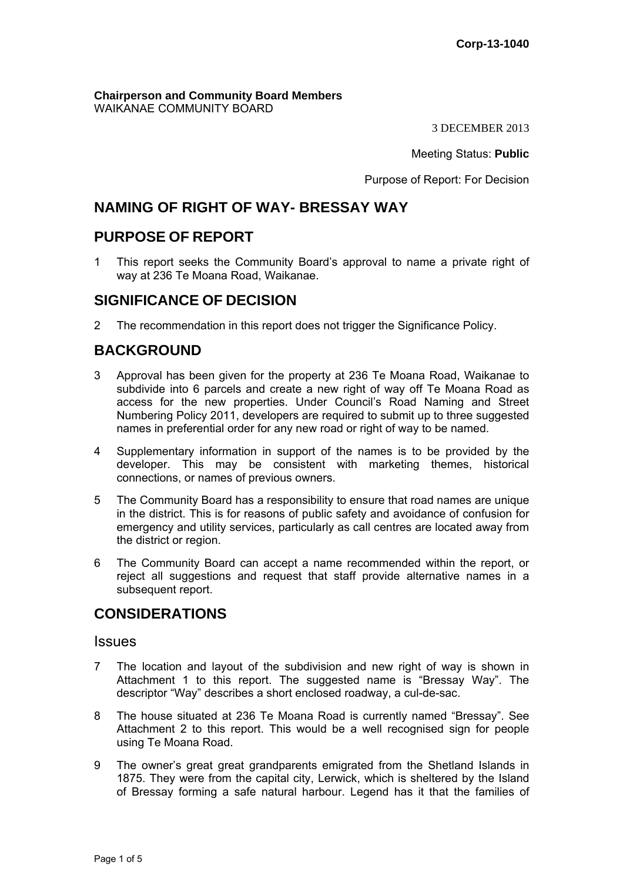Corp-13-1040

**Chairperson and Community Board Members**
WAIKANAE COMMUNITY BOARD

3 DECEMBER 2013

Meeting Status: **Public**

Purpose of Report: For Decision

## NAMING OF RIGHT OF WAY- BRESSAY WAY

## PURPOSE OF REPORT

1 This report seeks the Community Board's approval to name a private right of way at 236 Te Moana Road, Waikanae.

## SIGNIFICANCE OF DECISION

2 The recommendation in this report does not trigger the Significance Policy.

## BACKGROUND

3 Approval has been given for the property at 236 Te Moana Road, Waikanae to subdivide into 6 parcels and create a new right of way off Te Moana Road as access for the new properties. Under Council's Road Naming and Street Numbering Policy 2011, developers are required to submit up to three suggested names in preferential order for any new road or right of way to be named.

4 Supplementary information in support of the names is to be provided by the developer. This may be consistent with marketing themes, historical connections, or names of previous owners.

5 The Community Board has a responsibility to ensure that road names are unique in the district. This is for reasons of public safety and avoidance of confusion for emergency and utility services, particularly as call centres are located away from the district or region.

6 The Community Board can accept a name recommended within the report, or reject all suggestions and request that staff provide alternative names in a subsequent report.

## CONSIDERATIONS

### Issues

7 The location and layout of the subdivision and new right of way is shown in Attachment 1 to this report. The suggested name is "Bressay Way". The descriptor "Way" describes a short enclosed roadway, a cul-de-sac.

8 The house situated at 236 Te Moana Road is currently named "Bressay". See Attachment 2 to this report. This would be a well recognised sign for people using Te Moana Road.

9 The owner's great great grandparents emigrated from the Shetland Islands in 1875. They were from the capital city, Lerwick, which is sheltered by the Island of Bressay forming a safe natural harbour. Legend has it that the families of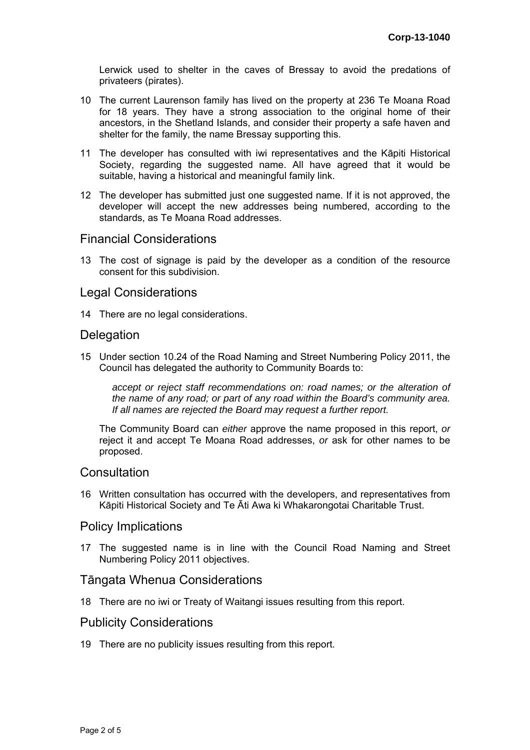Lerwick used to shelter in the caves of Bressay to avoid the predations of privateers (pirates).

10 The current Laurenson family has lived on the property at 236 Te Moana Road for 18 years. They have a strong association to the original home of their ancestors, in the Shetland Islands, and consider their property a safe haven and shelter for the family, the name Bressay supporting this.

11 The developer has consulted with iwi representatives and the Kāpiti Historical Society, regarding the suggested name. All have agreed that it would be suitable, having a historical and meaningful family link.

12 The developer has submitted just one suggested name. If it is not approved, the developer will accept the new addresses being numbered, according to the standards, as Te Moana Road addresses.

## Financial Considerations

13 The cost of signage is paid by the developer as a condition of the resource consent for this subdivision.

## Legal Considerations

14 There are no legal considerations.

## Delegation

15 Under section 10.24 of the Road Naming and Street Numbering Policy 2011, the Council has delegated the authority to Community Boards to:

> *accept or reject staff recommendations on: road names; or the alteration of the name of any road; or part of any road within the Board's community area. If all names are rejected the Board may request a further report.*

The Community Board can *either* approve the name proposed in this report, *or* reject it and accept Te Moana Road addresses, *or* ask for other names to be proposed.

## Consultation

16 Written consultation has occurred with the developers, and representatives from Kāpiti Historical Society and Te Āti Awa ki Whakarongotai Charitable Trust.

## Policy Implications

17 The suggested name is in line with the Council Road Naming and Street Numbering Policy 2011 objectives.

## Tāngata Whenua Considerations

18 There are no iwi or Treaty of Waitangi issues resulting from this report.

## Publicity Considerations

19 There are no publicity issues resulting from this report.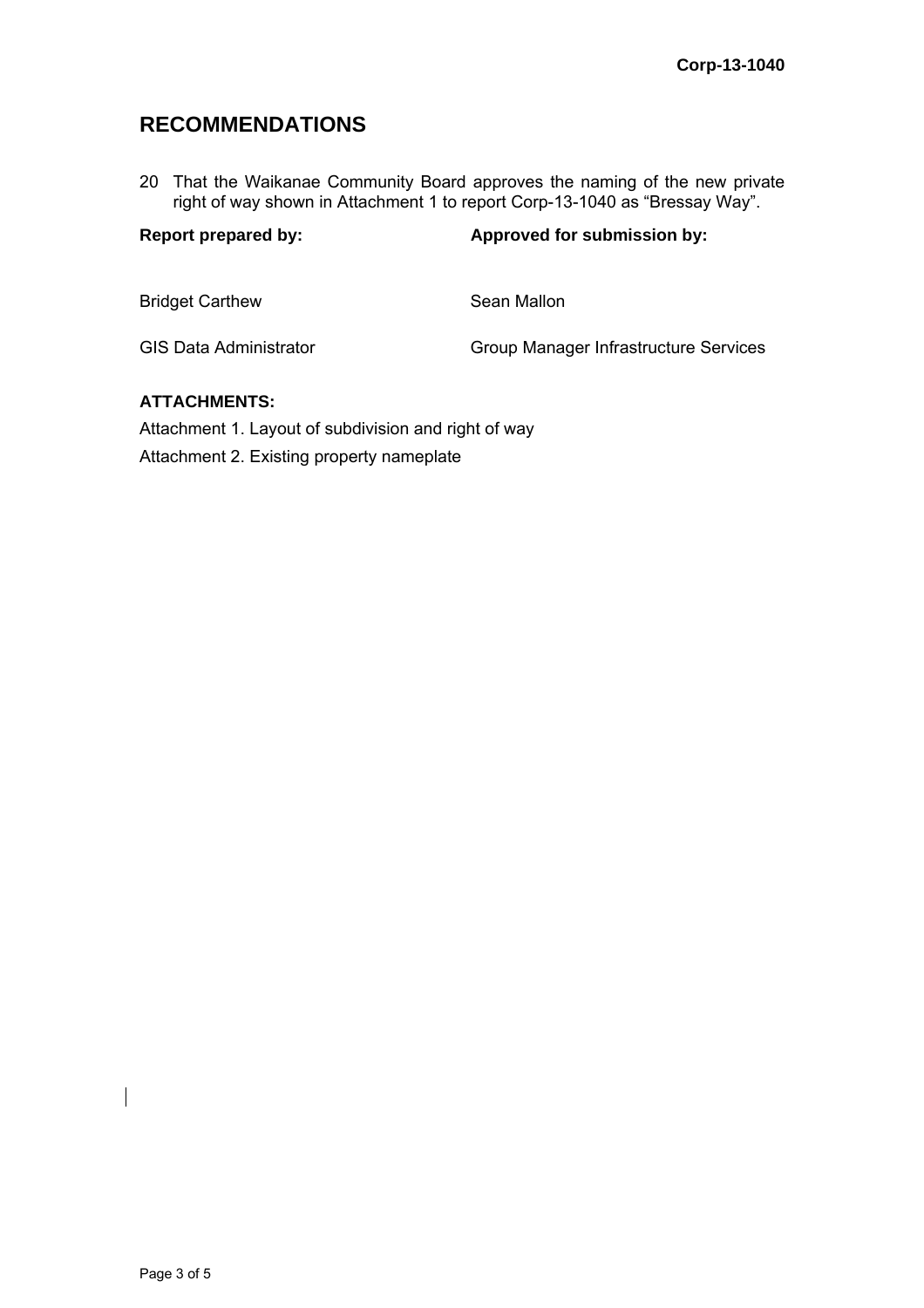Corp-13-1040

## RECOMMENDATIONS

20 That the Waikanae Community Board approves the naming of the new private right of way shown in Attachment 1 to report Corp-13-1040 as “Bressay Way”.

| **Report prepared by:** | **Approved for submission by:** |
|---|---|
| Bridget Carthew | Sean Mallon |
| GIS Data Administrator | Group Manager Infrastructure Services |

**ATTACHMENTS:**

Attachment 1. Layout of subdivision and right of way

Attachment 2. Existing property nameplate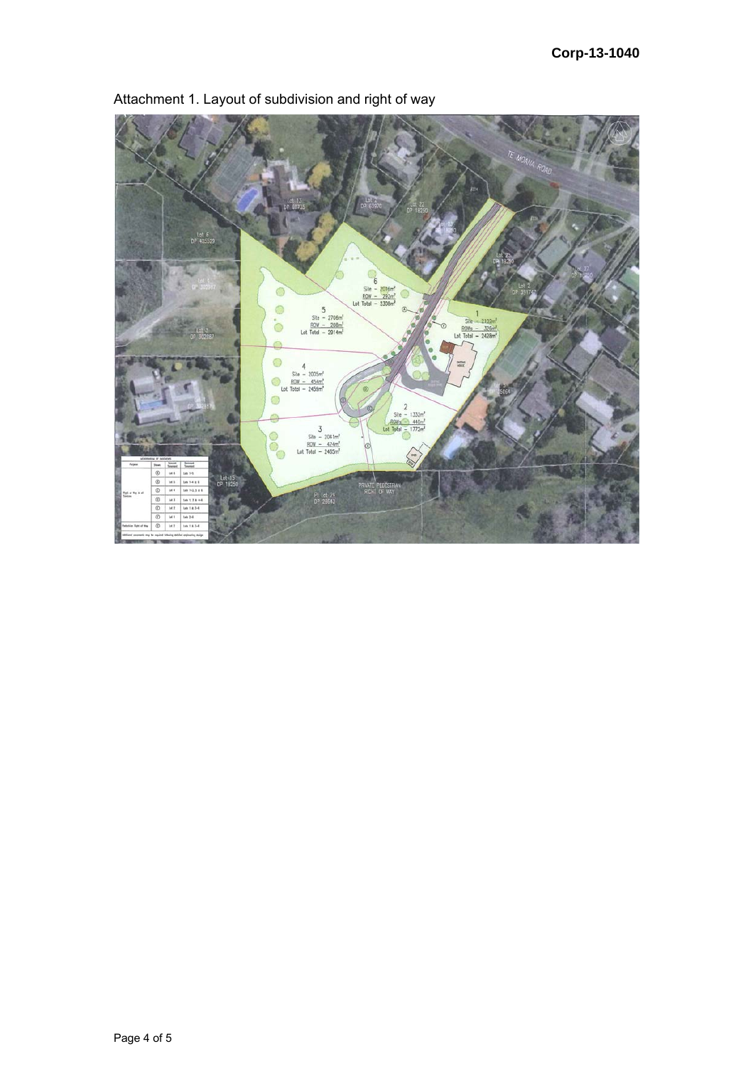Attachment 1. Layout of subdivision and right of way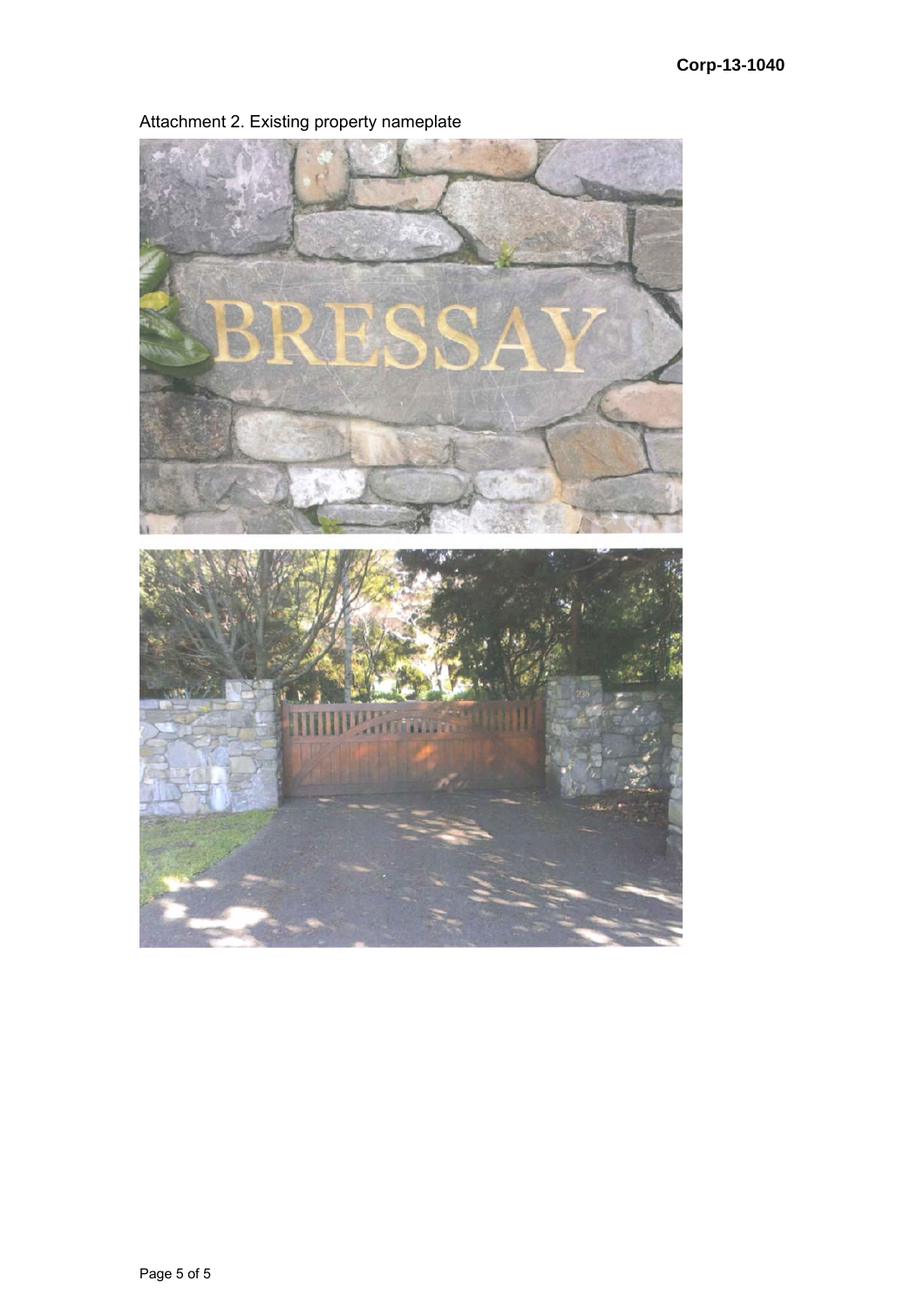Attachment 2. Existing property nameplate